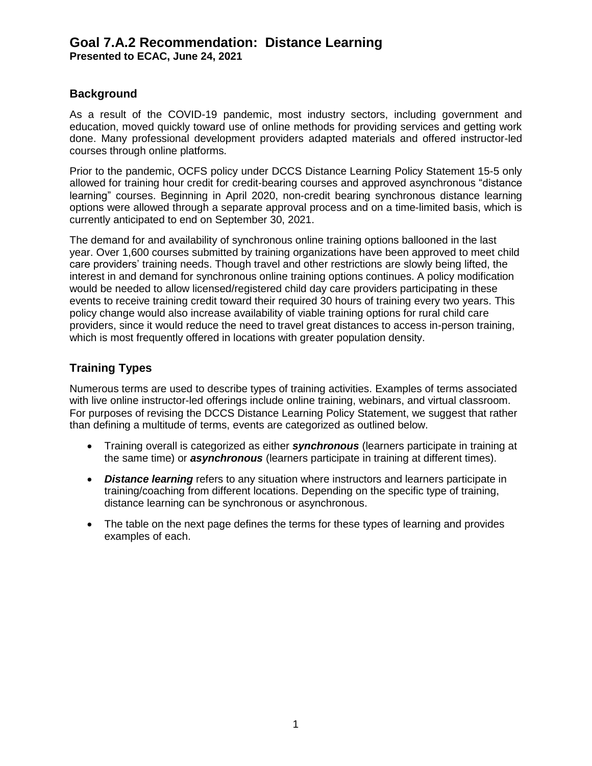# Goal 7.A.2 Recommendation: Distance Learning

**Presented to ECAC, June 24, 2021**

## Background

As a result of the COVID-19 pandemic, most industry sectors, including government and education, moved quickly toward use of online methods for providing services and getting work done. Many professional development providers adapted materials and offered instructor-led courses through online platforms.

Prior to the pandemic, OCFS policy under DCCS Distance Learning Policy Statement 15-5 only allowed for training hour credit for credit-bearing courses and approved asynchronous "distance learning" courses. Beginning in April 2020, non-credit bearing synchronous distance learning options were allowed through a separate approval process and on a time-limited basis, which is currently anticipated to end on September 30, 2021.

The demand for and availability of synchronous online training options ballooned in the last year. Over 1,600 courses submitted by training organizations have been approved to meet child care providers' training needs. Though travel and other restrictions are slowly being lifted, the interest in and demand for synchronous online training options continues. A policy modification would be needed to allow licensed/registered child day care providers participating in these events to receive training credit toward their required 30 hours of training every two years. This policy change would also increase availability of viable training options for rural child care providers, since it would reduce the need to travel great distances to access in-person training, which is most frequently offered in locations with greater population density.

## Training Types

Numerous terms are used to describe types of training activities. Examples of terms associated with live online instructor-led offerings include online training, webinars, and virtual classroom. For purposes of revising the DCCS Distance Learning Policy Statement, we suggest that rather than defining a multitude of terms, events are categorized as outlined below.

- Training overall is categorized as either ***synchronous*** (learners participate in training at the same time) or ***asynchronous*** (learners participate in training at different times).
- ***Distance learning*** refers to any situation where instructors and learners participate in training/coaching from different locations. Depending on the specific type of training, distance learning can be synchronous or asynchronous.
- The table on the next page defines the terms for these types of learning and provides examples of each.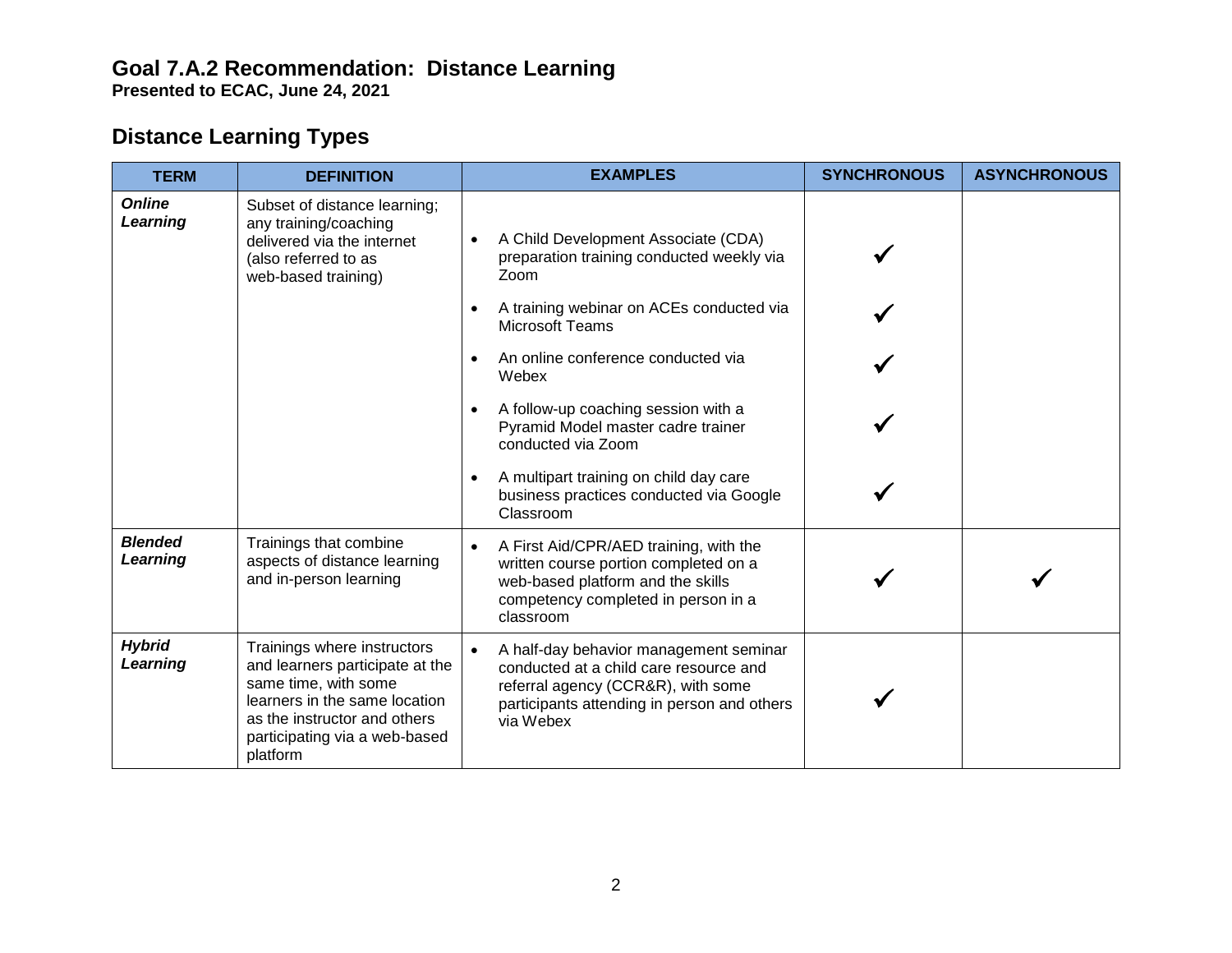# Goal 7.A.2 Recommendation: Distance Learning

**Presented to ECAC, June 24, 2021**

## Distance Learning Types

| TERM | DEFINITION | EXAMPLES | SYNCHRONOUS | ASYNCHRONOUS |
|---|---|---|---|---|
| ***Online Learning*** | Subset of distance learning; any training/coaching delivered via the internet (also referred to as web-based training) | • A Child Development Associate (CDA) preparation training conducted weekly via Zoom | ✓ | |
| | | • A training webinar on ACEs conducted via Microsoft Teams | ✓ | |
| | | • An online conference conducted via Webex | ✓ | |
| | | • A follow-up coaching session with a Pyramid Model master cadre trainer conducted via Zoom | ✓ | |
| | | • A multipart training on child day care business practices conducted via Google Classroom | ✓ | |
| ***Blended Learning*** | Trainings that combine aspects of distance learning and in-person learning | • A First Aid/CPR/AED training, with the written course portion completed on a web-based platform and the skills competency completed in person in a classroom | ✓ | ✓ |
| ***Hybrid Learning*** | Trainings where instructors and learners participate at the same time, with some learners in the same location as the instructor and others participating via a web-based platform | • A half-day behavior management seminar conducted at a child care resource and referral agency (CCR&R), with some participants attending in person and others via Webex | ✓ | |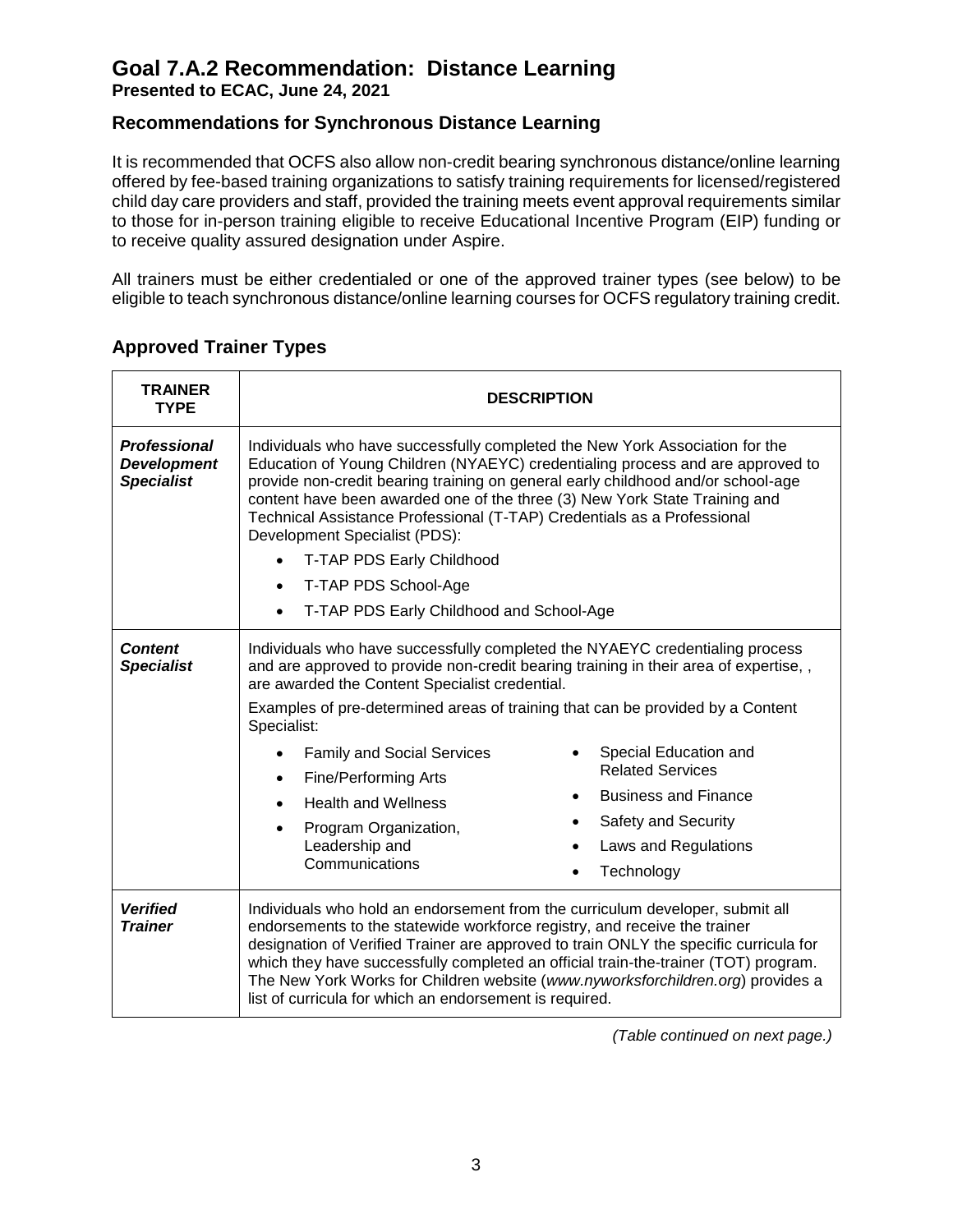# Goal 7.A.2 Recommendation: Distance Learning

**Presented to ECAC, June 24, 2021**

## Recommendations for Synchronous Distance Learning

It is recommended that OCFS also allow non-credit bearing synchronous distance/online learning offered by fee-based training organizations to satisfy training requirements for licensed/registered child day care providers and staff, provided the training meets event approval requirements similar to those for in-person training eligible to receive Educational Incentive Program (EIP) funding or to receive quality assured designation under Aspire.

All trainers must be either credentialed or one of the approved trainer types (see below) to be eligible to teach synchronous distance/online learning courses for OCFS regulatory training credit.

## Approved Trainer Types

| TRAINER TYPE | DESCRIPTION |
|---|---|
| ***Professional Development Specialist*** | Individuals who have successfully completed the New York Association for the Education of Young Children (NYAEYC) credentialing process and are approved to provide non-credit bearing training on general early childhood and/or school-age content have been awarded one of the three (3) New York State Training and Technical Assistance Professional (T-TAP) Credentials as a Professional Development Specialist (PDS):<br>• T-TAP PDS Early Childhood<br>• T-TAP PDS School-Age<br>• T-TAP PDS Early Childhood and School-Age |
| ***Content Specialist*** | Individuals who have successfully completed the NYAEYC credentialing process and are approved to provide non-credit bearing training in their area of expertise, , are awarded the Content Specialist credential.<br>Examples of pre-determined areas of training that can be provided by a Content Specialist:<br>• Family and Social Services<br>• Fine/Performing Arts<br>• Health and Wellness<br>• Program Organization, Leadership and Communications<br>• Special Education and Related Services<br>• Business and Finance<br>• Safety and Security<br>• Laws and Regulations<br>• Technology |
| ***Verified Trainer*** | Individuals who hold an endorsement from the curriculum developer, submit all endorsements to the statewide workforce registry, and receive the trainer designation of Verified Trainer are approved to train ONLY the specific curricula for which they have successfully completed an official train-the-trainer (TOT) program. The New York Works for Children website (*www.nyworksforchildren.org*) provides a list of curricula for which an endorsement is required. |

*(Table continued on next page.)*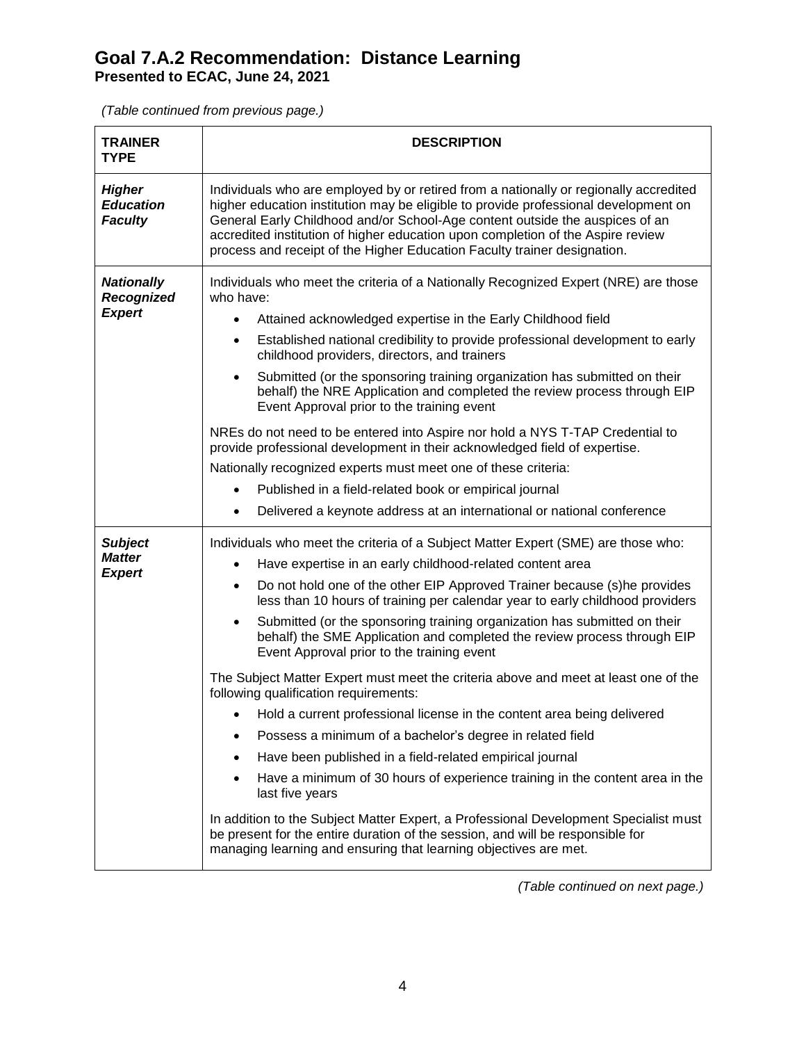# Goal 7.A.2 Recommendation: Distance Learning

**Presented to ECAC, June 24, 2021**

*(Table continued from previous page.)*

| TRAINER TYPE | DESCRIPTION |
|---|---|
| ***Higher Education Faculty*** | Individuals who are employed by or retired from a nationally or regionally accredited higher education institution may be eligible to provide professional development on General Early Childhood and/or School-Age content outside the auspices of an accredited institution of higher education upon completion of the Aspire review process and receipt of the Higher Education Faculty trainer designation. |
| ***Nationally Recognized Expert*** | Individuals who meet the criteria of a Nationally Recognized Expert (NRE) are those who have:<br>• Attained acknowledged expertise in the Early Childhood field<br>• Established national credibility to provide professional development to early childhood providers, directors, and trainers<br>• Submitted (or the sponsoring training organization has submitted on their behalf) the NRE Application and completed the review process through EIP Event Approval prior to the training event<br><br>NREs do not need to be entered into Aspire nor hold a NYS T-TAP Credential to provide professional development in their acknowledged field of expertise.<br>Nationally recognized experts must meet one of these criteria:<br>• Published in a field-related book or empirical journal<br>• Delivered a keynote address at an international or national conference |
| ***Subject Matter Expert*** | Individuals who meet the criteria of a Subject Matter Expert (SME) are those who:<br>• Have expertise in an early childhood-related content area<br>• Do not hold one of the other EIP Approved Trainer because (s)he provides less than 10 hours of training per calendar year to early childhood providers<br>• Submitted (or the sponsoring training organization has submitted on their behalf) the SME Application and completed the review process through EIP Event Approval prior to the training event<br><br>The Subject Matter Expert must meet the criteria above and meet at least one of the following qualification requirements:<br>• Hold a current professional license in the content area being delivered<br>• Possess a minimum of a bachelor's degree in related field<br>• Have been published in a field-related empirical journal<br>• Have a minimum of 30 hours of experience training in the content area in the last five years<br><br>In addition to the Subject Matter Expert, a Professional Development Specialist must be present for the entire duration of the session, and will be responsible for managing learning and ensuring that learning objectives are met. |

*(Table continued on next page.)*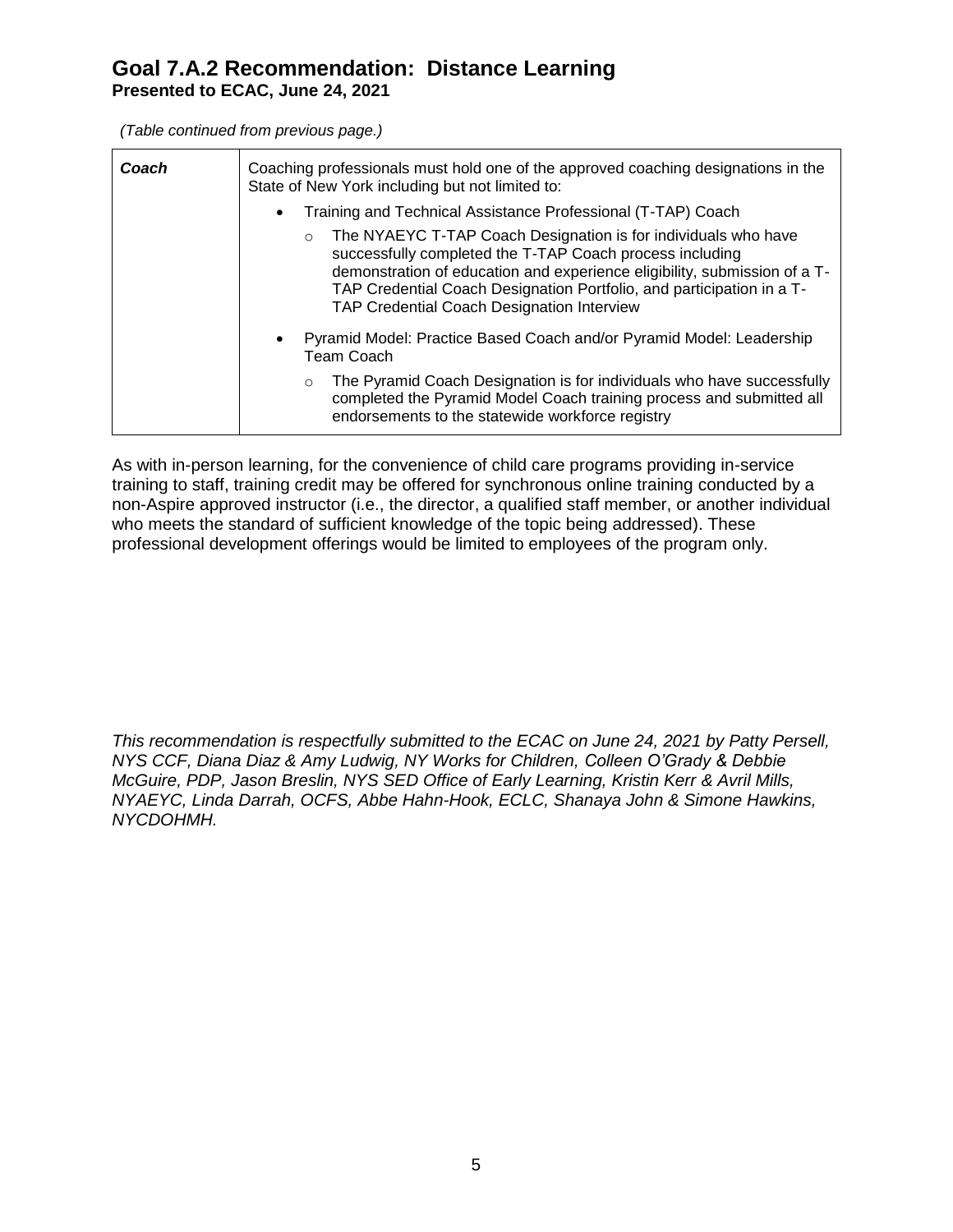# Goal 7.A.2 Recommendation: Distance Learning

**Presented to ECAC, June 24, 2021**

*(Table continued from previous page.)*

| | |
|---|---|
| ***Coach*** | Coaching professionals must hold one of the approved coaching designations in the State of New York including but not limited to:<br>• Training and Technical Assistance Professional (T-TAP) Coach<br>  ○ The NYAEYC T-TAP Coach Designation is for individuals who have successfully completed the T-TAP Coach process including demonstration of education and experience eligibility, submission of a T-TAP Credential Coach Designation Portfolio, and participation in a T-TAP Credential Coach Designation Interview<br>• Pyramid Model: Practice Based Coach and/or Pyramid Model: Leadership Team Coach<br>  ○ The Pyramid Coach Designation is for individuals who have successfully completed the Pyramid Model Coach training process and submitted all endorsements to the statewide workforce registry |

As with in-person learning, for the convenience of child care programs providing in-service training to staff, training credit may be offered for synchronous online training conducted by a non-Aspire approved instructor (i.e., the director, a qualified staff member, or another individual who meets the standard of sufficient knowledge of the topic being addressed). These professional development offerings would be limited to employees of the program only.

*This recommendation is respectfully submitted to the ECAC on June 24, 2021 by Patty Persell, NYS CCF, Diana Diaz & Amy Ludwig, NY Works for Children, Colleen O'Grady & Debbie McGuire, PDP, Jason Breslin, NYS SED Office of Early Learning, Kristin Kerr & Avril Mills, NYAEYC, Linda Darrah, OCFS, Abbe Hahn-Hook, ECLC, Shanaya John & Simone Hawkins, NYCDOHMH.*